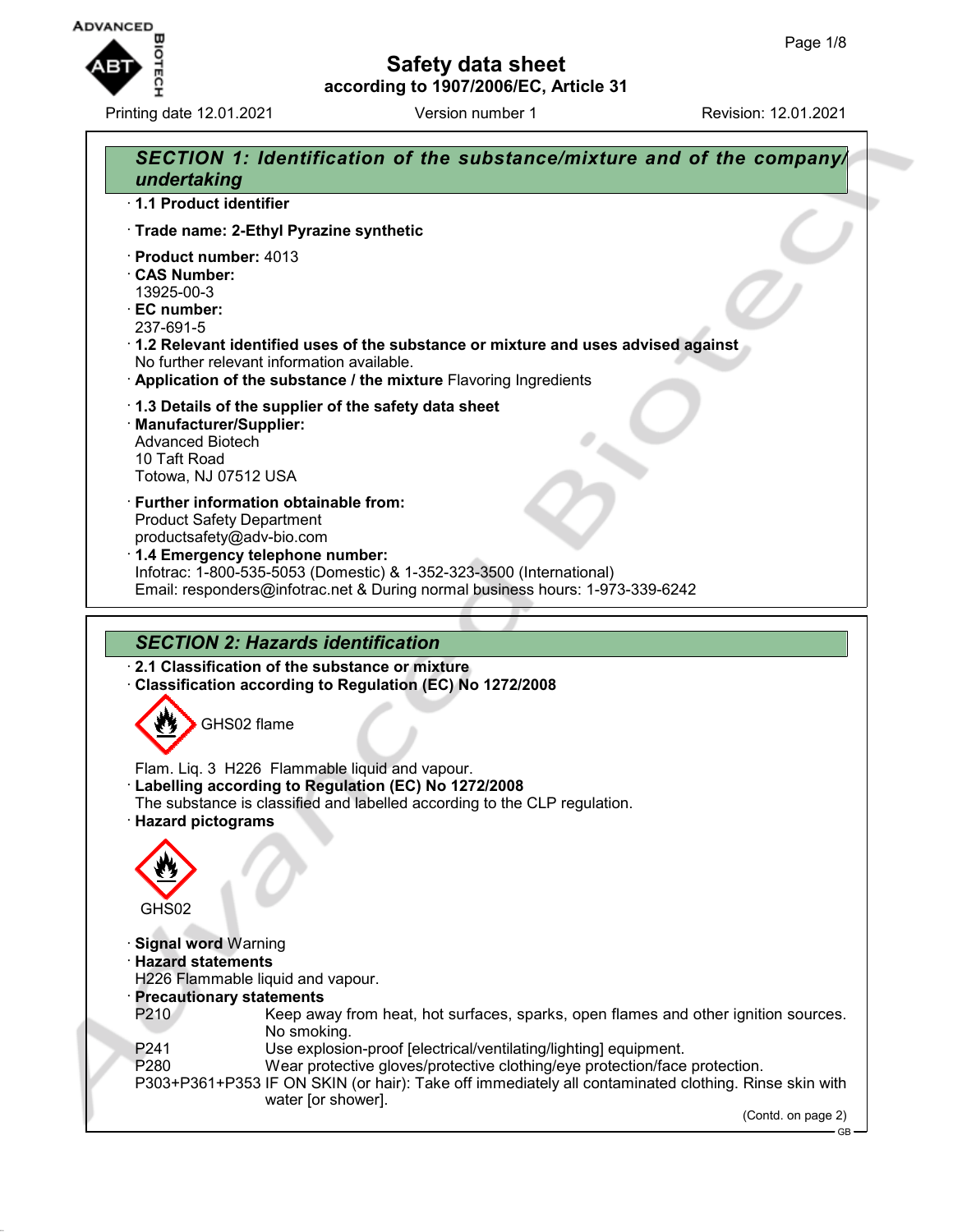# Safety data sheet

according to 1907/2006/EC, Article 31

Printing date 12.01.2021 Version number 1 Revision: 12.01.2021

## SECTION 1: Identification of the substance/mixture and of the company/undertaking

· **1.1 Product identifier**

· **Trade name: 2-Ethyl Pyrazine synthetic**

· **Product number:** 4013
· **CAS Number:**
13925-00-3
· **EC number:**
237-691-5
· **1.2 Relevant identified uses of the substance or mixture and uses advised against**
No further relevant information available.
· **Application of the substance / the mixture** Flavoring Ingredients

· **1.3 Details of the supplier of the safety data sheet**
· **Manufacturer/Supplier:**
Advanced Biotech
10 Taft Road
Totowa, NJ 07512 USA

· **Further information obtainable from:**
Product Safety Department
productsafety@adv-bio.com
· **1.4 Emergency telephone number:**
Infotrac: 1-800-535-5053 (Domestic) & 1-352-323-3500 (International)
Email: responders@infotrac.net & During normal business hours: 1-973-339-6242

## SECTION 2: Hazards identification

· **2.1 Classification of the substance or mixture**
· **Classification according to Regulation (EC) No 1272/2008**

GHS02 flame

Flam. Liq. 3 H226 Flammable liquid and vapour.
· **Labelling according to Regulation (EC) No 1272/2008**
The substance is classified and labelled according to the CLP regulation.
· **Hazard pictograms**

GHS02

· **Signal word** Warning
· **Hazard statements**
H226 Flammable liquid and vapour.
· **Precautionary statements**

| | |
|---|---|
| P210 | Keep away from heat, hot surfaces, sparks, open flames and other ignition sources. No smoking. |
| P241 | Use explosion-proof [electrical/ventilating/lighting] equipment. |
| P280 | Wear protective gloves/protective clothing/eye protection/face protection. |
| P303+P361+P353 | IF ON SKIN (or hair): Take off immediately all contaminated clothing. Rinse skin with water [or shower]. |

(Contd. on page 2)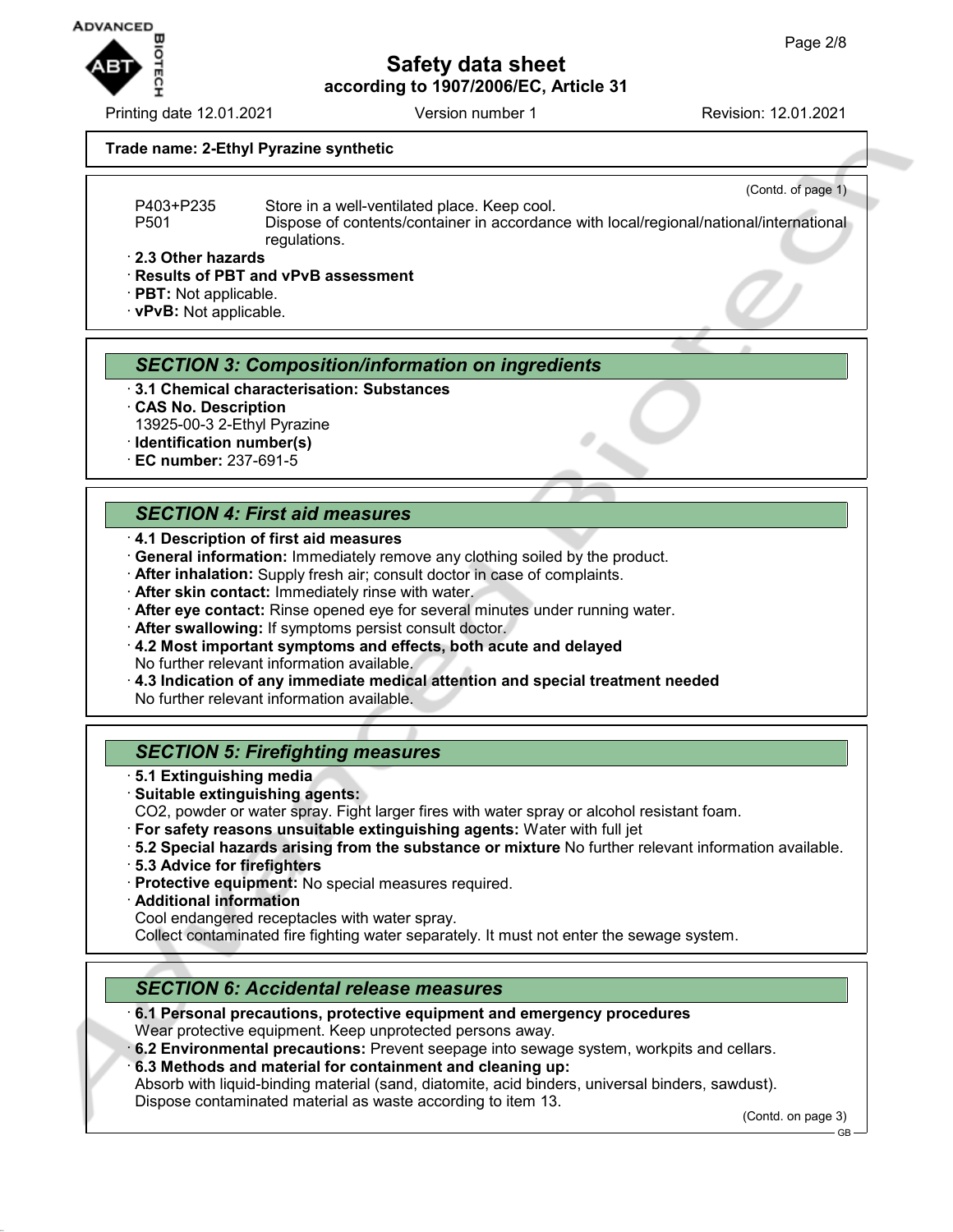**Trade name: 2-Ethyl Pyrazine synthetic**

(Contd. of page 1)

P403+P235 Store in a well-ventilated place. Keep cool.
P501 Dispose of contents/container in accordance with local/regional/national/international regulations.

· **2.3 Other hazards**
· **Results of PBT and vPvB assessment**
· **PBT:** Not applicable.
· **vPvB:** Not applicable.

## *SECTION 3: Composition/information on ingredients*

· **3.1 Chemical characterisation: Substances**
· **CAS No. Description**
13925-00-3 2-Ethyl Pyrazine
· **Identification number(s)**
· **EC number:** 237-691-5

## *SECTION 4: First aid measures*

· **4.1 Description of first aid measures**
· **General information:** Immediately remove any clothing soiled by the product.
· **After inhalation:** Supply fresh air; consult doctor in case of complaints.
· **After skin contact:** Immediately rinse with water.
· **After eye contact:** Rinse opened eye for several minutes under running water.
· **After swallowing:** If symptoms persist consult doctor.
· **4.2 Most important symptoms and effects, both acute and delayed**
No further relevant information available.
· **4.3 Indication of any immediate medical attention and special treatment needed**
No further relevant information available.

## *SECTION 5: Firefighting measures*

· **5.1 Extinguishing media**
· **Suitable extinguishing agents:**
$CO_2$, powder or water spray. Fight larger fires with water spray or alcohol resistant foam.
· **For safety reasons unsuitable extinguishing agents:** Water with full jet
· **5.2 Special hazards arising from the substance or mixture** No further relevant information available.
· **5.3 Advice for firefighters**
· **Protective equipment:** No special measures required.
· **Additional information**
Cool endangered receptacles with water spray.
Collect contaminated fire fighting water separately. It must not enter the sewage system.

## *SECTION 6: Accidental release measures*

· **6.1 Personal precautions, protective equipment and emergency procedures**
Wear protective equipment. Keep unprotected persons away.
· **6.2 Environmental precautions:** Prevent seepage into sewage system, workpits and cellars.
· **6.3 Methods and material for containment and cleaning up:**
Absorb with liquid-binding material (sand, diatomite, acid binders, universal binders, sawdust).
Dispose contaminated material as waste according to item 13.

(Contd. on page 3)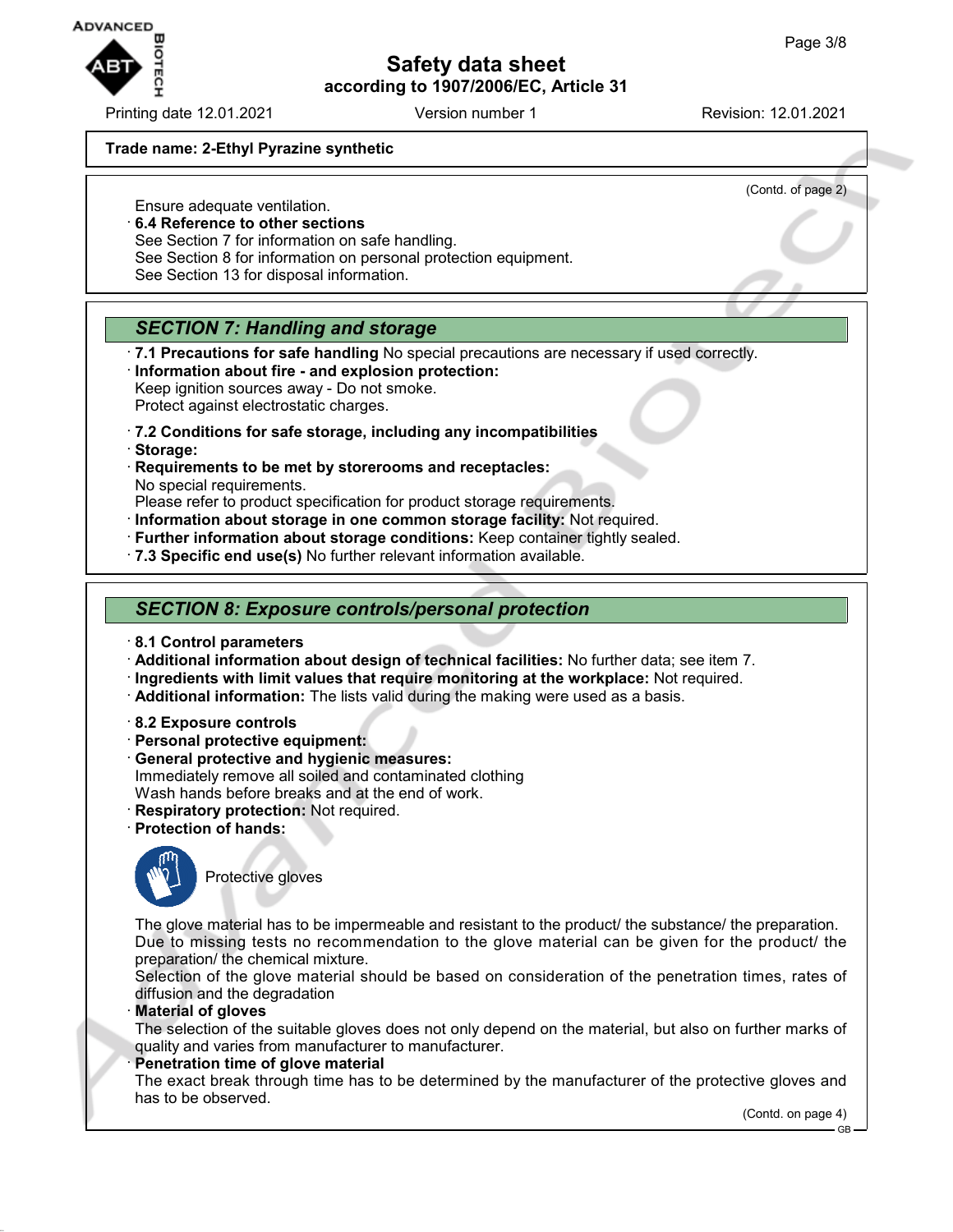**Trade name: 2-Ethyl Pyrazine synthetic**

(Contd. of page 2)

Ensure adequate ventilation.

· **6.4 Reference to other sections**
See Section 7 for information on safe handling.
See Section 8 for information on personal protection equipment.
See Section 13 for disposal information.

## *SECTION 7: Handling and storage*

· **7.1 Precautions for safe handling** No special precautions are necessary if used correctly.
· **Information about fire - and explosion protection:**
Keep ignition sources away - Do not smoke.
Protect against electrostatic charges.

· **7.2 Conditions for safe storage, including any incompatibilities**
· **Storage:**
· **Requirements to be met by storerooms and receptacles:**
No special requirements.
Please refer to product specification for product storage requirements.
· **Information about storage in one common storage facility:** Not required.
· **Further information about storage conditions:** Keep container tightly sealed.
· **7.3 Specific end use(s)** No further relevant information available.

## *SECTION 8: Exposure controls/personal protection*

· **8.1 Control parameters**
· **Additional information about design of technical facilities:** No further data; see item 7.
· **Ingredients with limit values that require monitoring at the workplace:** Not required.
· **Additional information:** The lists valid during the making were used as a basis.

· **8.2 Exposure controls**
· **Personal protective equipment:**
· **General protective and hygienic measures:**
Immediately remove all soiled and contaminated clothing
Wash hands before breaks and at the end of work.
· **Respiratory protection:** Not required.
· **Protection of hands:**

Protective gloves

The glove material has to be impermeable and resistant to the product/ the substance/ the preparation.
Due to missing tests no recommendation to the glove material can be given for the product/ the preparation/ the chemical mixture.
Selection of the glove material should be based on consideration of the penetration times, rates of diffusion and the degradation
· **Material of gloves**
The selection of the suitable gloves does not only depend on the material, but also on further marks of quality and varies from manufacturer to manufacturer.
· **Penetration time of glove material**
The exact break through time has to be determined by the manufacturer of the protective gloves and has to be observed.

(Contd. on page 4)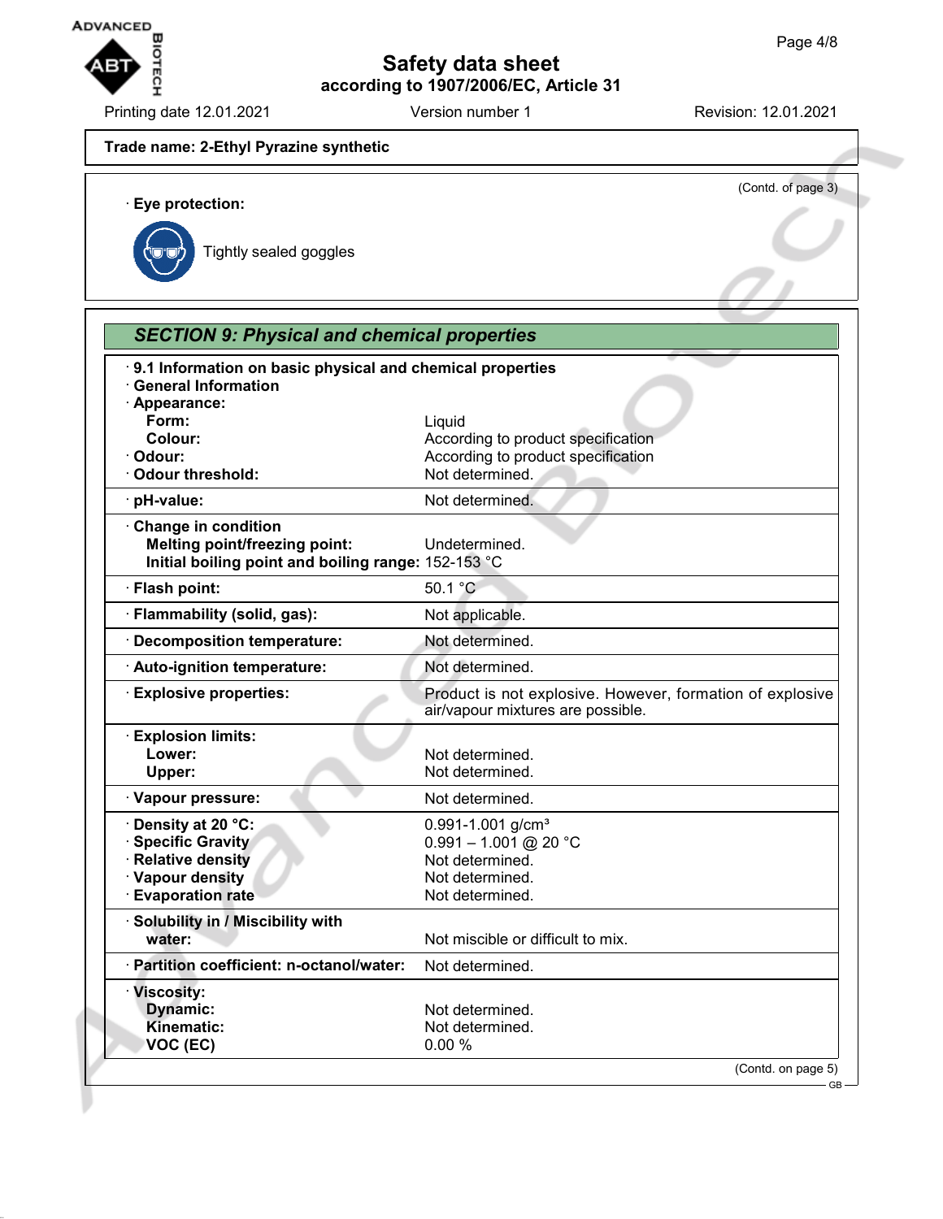**Trade name: 2-Ethyl Pyrazine synthetic**

(Contd. of page 3)

· **Eye protection:**

Tightly sealed goggles

## *SECTION 9: Physical and chemical properties*

· **9.1 Information on basic physical and chemical properties**
· **General Information**
· **Appearance:**

| Property | Value |
| --- | --- |
| **Form:** | Liquid |
| **Colour:** | According to product specification |
| · **Odour:** | According to product specification |
| · **Odour threshold:** | Not determined. |
| · **pH-value:** | Not determined. |
| · **Change in condition** | |
| **Melting point/freezing point:** | Undetermined. |
| **Initial boiling point and boiling range:** | 152-153 °C |
| · **Flash point:** | 50.1 °C |
| · **Flammability (solid, gas):** | Not applicable. |
| · **Decomposition temperature:** | Not determined. |
| · **Auto-ignition temperature:** | Not determined. |
| · **Explosive properties:** | Product is not explosive. However, formation of explosive air/vapour mixtures are possible. |
| · **Explosion limits:** | |
| **Lower:** | Not determined. |
| **Upper:** | Not determined. |
| · **Vapour pressure:** | Not determined. |
| · **Density at 20 °C:** | 0.991-1.001 g/cm³ |
| · **Specific Gravity** | 0.991 – 1.001 @ 20 °C |
| · **Relative density** | Not determined. |
| · **Vapour density** | Not determined. |
| · **Evaporation rate** | Not determined. |
| · **Solubility in / Miscibility with** | |
| **water:** | Not miscible or difficult to mix. |
| · **Partition coefficient: n-octanol/water:** | Not determined. |
| · **Viscosity:** | |
| **Dynamic:** | Not determined. |
| **Kinematic:** | Not determined. |
| **VOC (EC)** | 0.00 % |

(Contd. on page 5)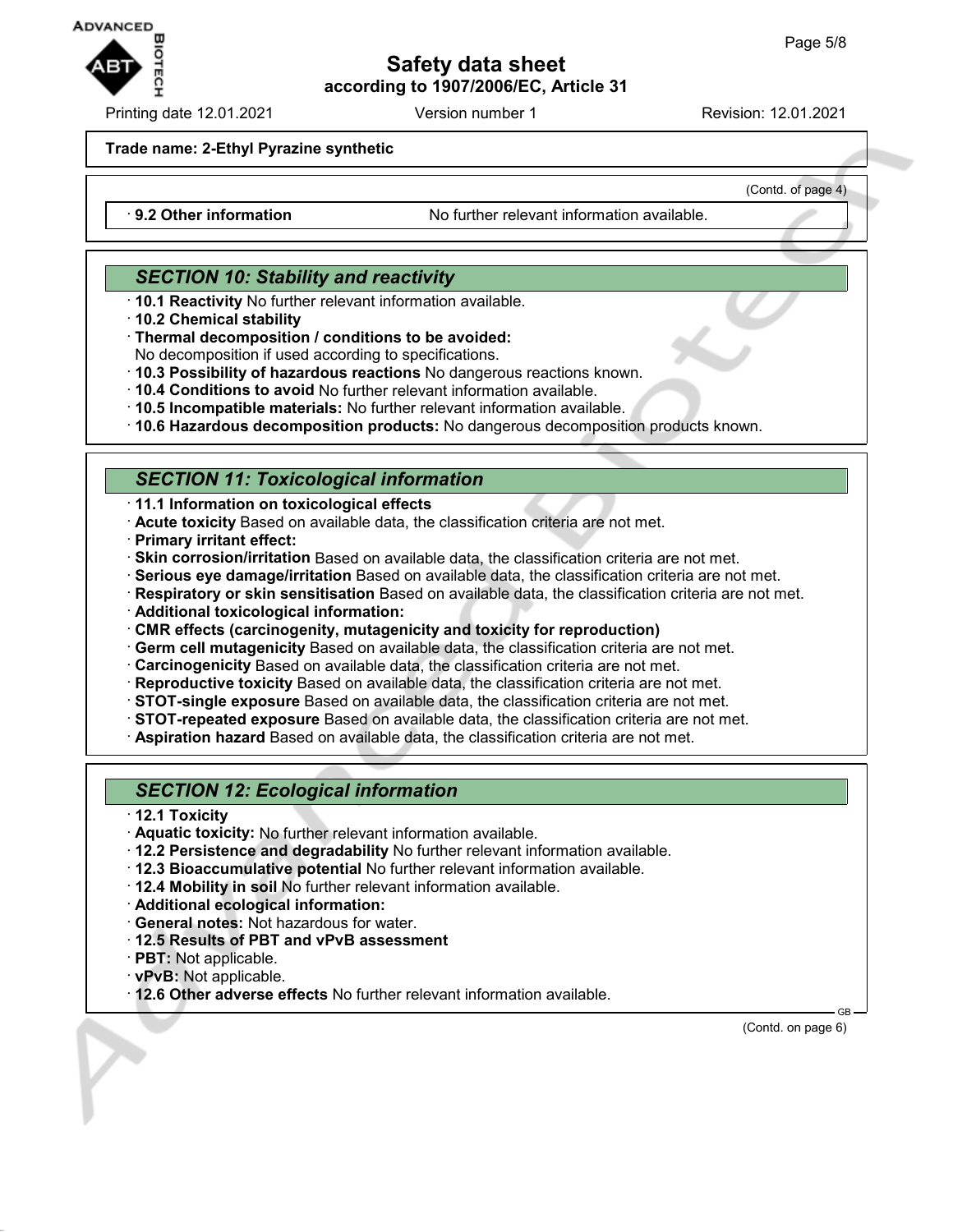**Trade name: 2-Ethyl Pyrazine synthetic**

(Contd. of page 4)

· **9.2 Other information** No further relevant information available.

## SECTION 10: Stability and reactivity

· **10.1 Reactivity** No further relevant information available.
· **10.2 Chemical stability**
· **Thermal decomposition / conditions to be avoided:**
No decomposition if used according to specifications.
· **10.3 Possibility of hazardous reactions** No dangerous reactions known.
· **10.4 Conditions to avoid** No further relevant information available.
· **10.5 Incompatible materials:** No further relevant information available.
· **10.6 Hazardous decomposition products:** No dangerous decomposition products known.

## SECTION 11: Toxicological information

· **11.1 Information on toxicological effects**
· **Acute toxicity** Based on available data, the classification criteria are not met.
· **Primary irritant effect:**
· **Skin corrosion/irritation** Based on available data, the classification criteria are not met.
· **Serious eye damage/irritation** Based on available data, the classification criteria are not met.
· **Respiratory or skin sensitisation** Based on available data, the classification criteria are not met.
· **Additional toxicological information:**
· **CMR effects (carcinogenity, mutagenicity and toxicity for reproduction)**
· **Germ cell mutagenicity** Based on available data, the classification criteria are not met.
· **Carcinogenicity** Based on available data, the classification criteria are not met.
· **Reproductive toxicity** Based on available data, the classification criteria are not met.
· **STOT-single exposure** Based on available data, the classification criteria are not met.
· **STOT-repeated exposure** Based on available data, the classification criteria are not met.
· **Aspiration hazard** Based on available data, the classification criteria are not met.

## SECTION 12: Ecological information

· **12.1 Toxicity**
· **Aquatic toxicity:** No further relevant information available.
· **12.2 Persistence and degradability** No further relevant information available.
· **12.3 Bioaccumulative potential** No further relevant information available.
· **12.4 Mobility in soil** No further relevant information available.
· **Additional ecological information:**
· **General notes:** Not hazardous for water.
· **12.5 Results of PBT and vPvB assessment**
· **PBT:** Not applicable.
· **vPvB:** Not applicable.
· **12.6 Other adverse effects** No further relevant information available.

(Contd. on page 6)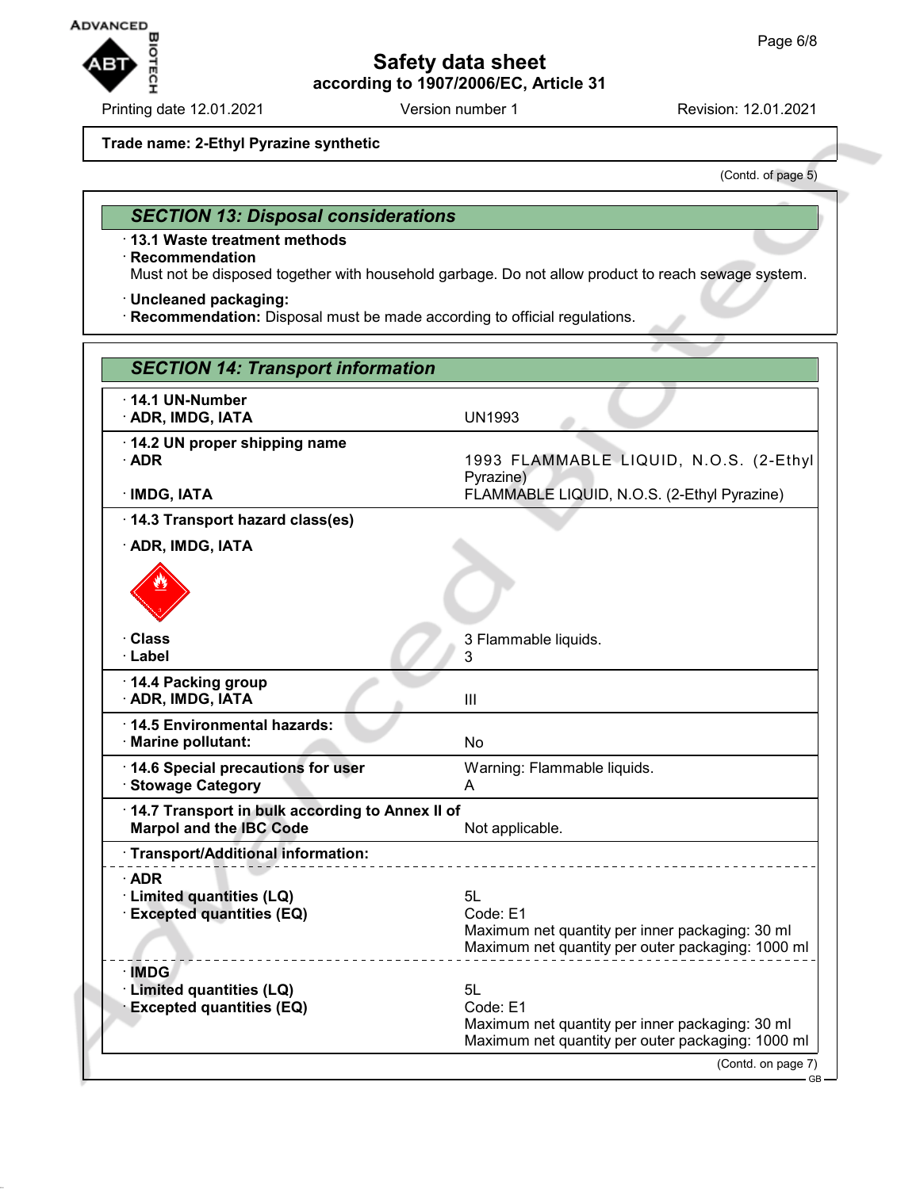**Trade name: 2-Ethyl Pyrazine synthetic**

(Contd. of page 5)

## SECTION 13: Disposal considerations

· **13.1 Waste treatment methods**
· **Recommendation**
Must not be disposed together with household garbage. Do not allow product to reach sewage system.

· **Uncleaned packaging:**
· **Recommendation:** Disposal must be made according to official regulations.

## SECTION 14: Transport information

| | |
|---|---|
| · **14.1 UN-Number** | |
| · **ADR, IMDG, IATA** | UN1993 |
| · **14.2 UN proper shipping name** | |
| · **ADR** | 1993 FLAMMABLE LIQUID, N.O.S. (2-Ethyl Pyrazine) |
| · **IMDG, IATA** | FLAMMABLE LIQUID, N.O.S. (2-Ethyl Pyrazine) |
| · **14.3 Transport hazard class(es)** | |
| · **ADR, IMDG, IATA** | |
| · **Class** | 3 Flammable liquids. |
| · **Label** | 3 |
| · **14.4 Packing group** | |
| · **ADR, IMDG, IATA** | III |
| · **14.5 Environmental hazards:** | |
| · **Marine pollutant:** | No |
| · **14.6 Special precautions for user** | Warning: Flammable liquids. |
| · **Stowage Category** | A |
| · **14.7 Transport in bulk according to Annex II of Marpol and the IBC Code** | Not applicable. |
| · **Transport/Additional information:** | |
| · **ADR** | |
| · **Limited quantities (LQ)** | 5L |
| · **Excepted quantities (EQ)** | Code: E1<br>Maximum net quantity per inner packaging: 30 ml<br>Maximum net quantity per outer packaging: 1000 ml |
| · **IMDG** | |
| · **Limited quantities (LQ)** | 5L |
| · **Excepted quantities (EQ)** | Code: E1<br>Maximum net quantity per inner packaging: 30 ml<br>Maximum net quantity per outer packaging: 1000 ml |

(Contd. on page 7)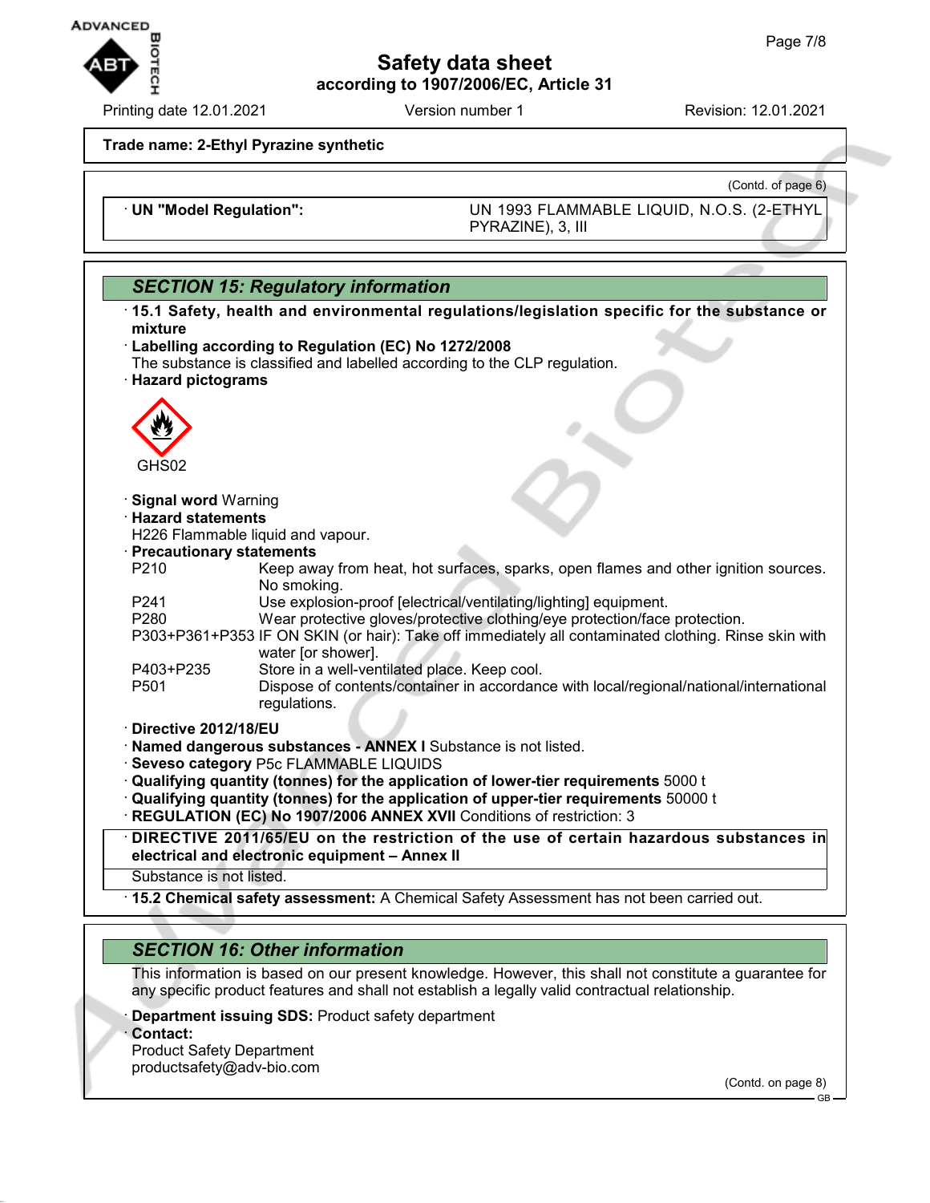**Trade name: 2-Ethyl Pyrazine synthetic**

(Contd. of page 6)

| · **UN "Model Regulation":** | UN 1993 FLAMMABLE LIQUID, N.O.S. (2-ETHYL PYRAZINE), 3, III |
|---|---|

## SECTION 15: Regulatory information

· **15.1 Safety, health and environmental regulations/legislation specific for the substance or mixture**

· **Labelling according to Regulation (EC) No 1272/2008**
The substance is classified and labelled according to the CLP regulation.

· **Hazard pictograms**

GHS02

· **Signal word** Warning

· **Hazard statements**
H226 Flammable liquid and vapour.

· **Precautionary statements**

| | |
|---|---|
| P210 | Keep away from heat, hot surfaces, sparks, open flames and other ignition sources. No smoking. |
| P241 | Use explosion-proof [electrical/ventilating/lighting] equipment. |
| P280 | Wear protective gloves/protective clothing/eye protection/face protection. |
| P303+P361+P353 | IF ON SKIN (or hair): Take off immediately all contaminated clothing. Rinse skin with water [or shower]. |
| P403+P235 | Store in a well-ventilated place. Keep cool. |
| P501 | Dispose of contents/container in accordance with local/regional/national/international regulations. |

· **Directive 2012/18/EU**
· **Named dangerous substances - ANNEX I** Substance is not listed.
· **Seveso category** P5c FLAMMABLE LIQUIDS
· **Qualifying quantity (tonnes) for the application of lower-tier requirements** 5000 t
· **Qualifying quantity (tonnes) for the application of upper-tier requirements** 50000 t
· **REGULATION (EC) No 1907/2006 ANNEX XVII** Conditions of restriction: 3

· **DIRECTIVE 2011/65/EU on the restriction of the use of certain hazardous substances in electrical and electronic equipment – Annex II**
Substance is not listed.

· **15.2 Chemical safety assessment:** A Chemical Safety Assessment has not been carried out.

## SECTION 16: Other information

This information is based on our present knowledge. However, this shall not constitute a guarantee for any specific product features and shall not establish a legally valid contractual relationship.

· **Department issuing SDS:** Product safety department
· **Contact:**
Product Safety Department
productsafety@adv-bio.com

(Contd. on page 8)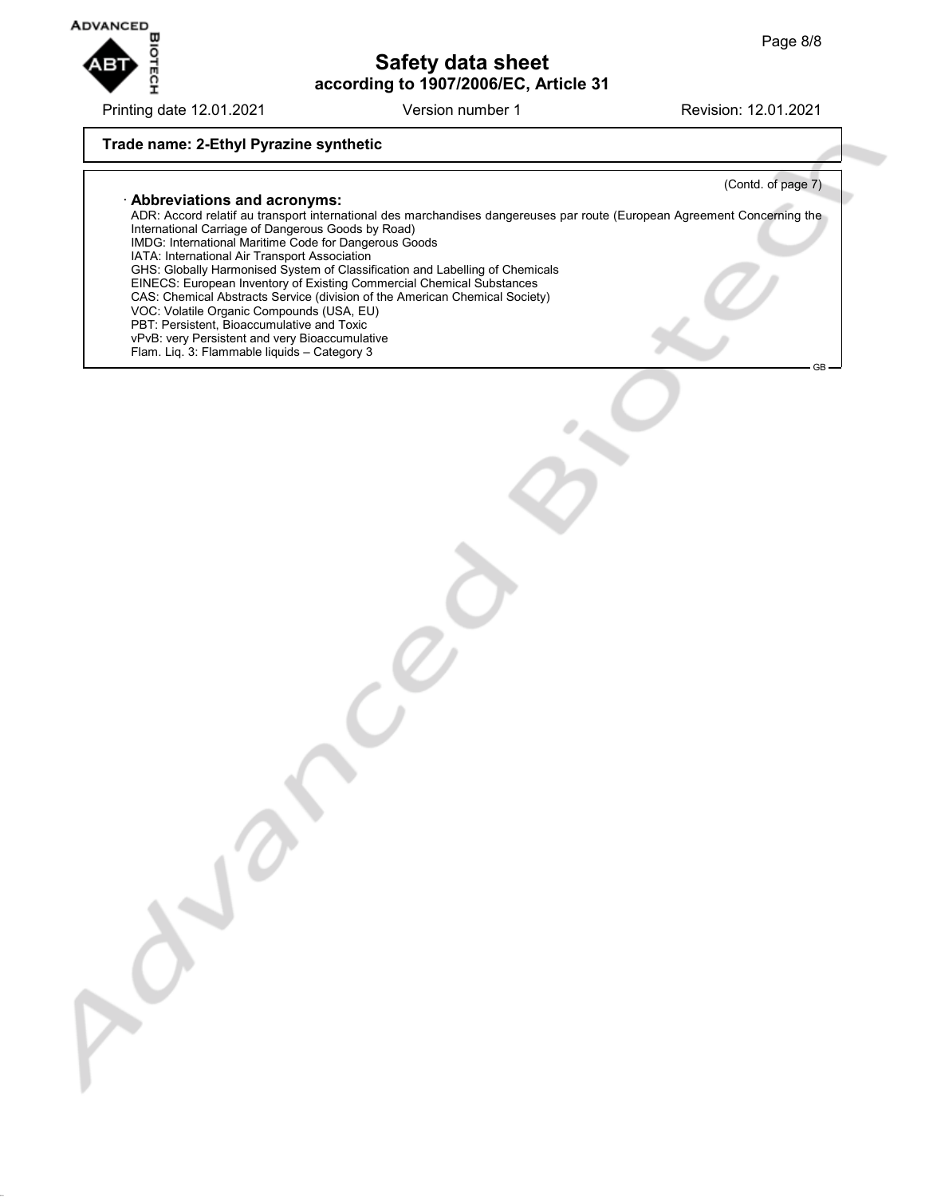**Trade name: 2-Ethyl Pyrazine synthetic**

(Contd. of page 7)

· **Abbreviations and acronyms:**

ADR: Accord relatif au transport international des marchandises dangereuses par route (European Agreement Concerning the International Carriage of Dangerous Goods by Road)
IMDG: International Maritime Code for Dangerous Goods
IATA: International Air Transport Association
GHS: Globally Harmonised System of Classification and Labelling of Chemicals
EINECS: European Inventory of Existing Commercial Chemical Substances
CAS: Chemical Abstracts Service (division of the American Chemical Society)
VOC: Volatile Organic Compounds (USA, EU)
PBT: Persistent, Bioaccumulative and Toxic
vPvB: very Persistent and very Bioaccumulative
Flam. Liq. 3: Flammable liquids – Category 3

GB